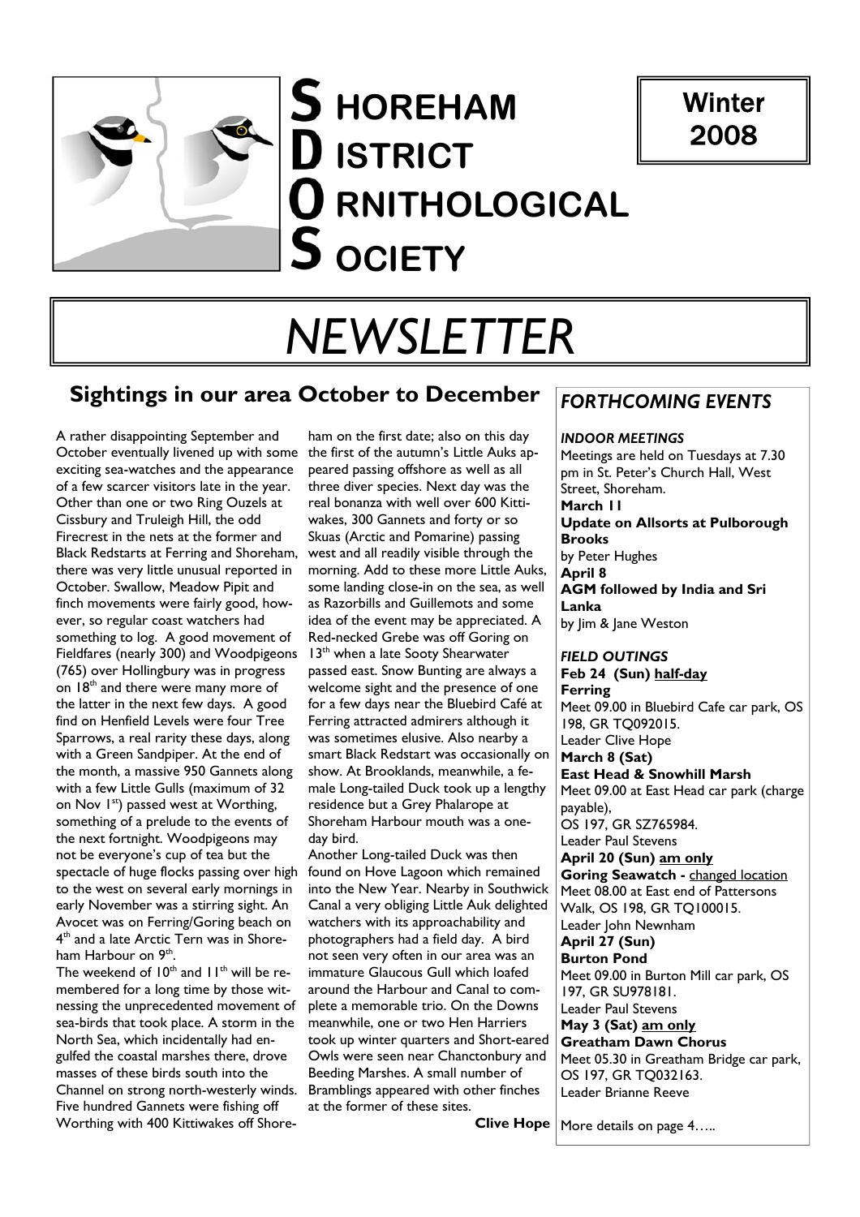# SHOREHAM DISTRICT ORNITHOLOGICAL SOCIETY

**Winter 2008**

# NEWSLETTER

## Sightings in our area October to December

A rather disappointing September and October eventually livened up with some exciting sea-watches and the appearance of a few scarcer visitors late in the year. Other than one or two Ring Ouzels at Cissbury and Truleigh Hill, the odd Firecrest in the nets at the former and Black Redstarts at Ferring and Shoreham, there was very little unusual reported in October. Swallow, Meadow Pipit and finch movements were fairly good, however, so regular coast watchers had something to log. A good movement of Fieldfares (nearly 300) and Woodpigeons (765) over Hollingbury was in progress on 18th and there were many more of the latter in the next few days. A good find on Henfield Levels were four Tree Sparrows, a real rarity these days, along with a Green Sandpiper. At the end of the month, a massive 950 Gannets along with a few Little Gulls (maximum of 32 on Nov 1st) passed west at Worthing, something of a prelude to the events of the next fortnight. Woodpigeons may not be everyone's cup of tea but the spectacle of huge flocks passing over high to the west on several early mornings in early November was a stirring sight. An Avocet was on Ferring/Goring beach on 4th and a late Arctic Tern was in Shoreham Harbour on 9th.

The weekend of 10th and 11th will be remembered for a long time by those witnessing the unprecedented movement of sea-birds that took place. A storm in the North Sea, which incidentally had engulfed the coastal marshes there, drove masses of these birds south into the Channel on strong north-westerly winds. Five hundred Gannets were fishing off Worthing with 400 Kittiwakes off Shoreham on the first date; also on this day the first of the autumn's Little Auks appeared passing offshore as well as all three diver species. Next day was the real bonanza with well over 600 Kittiwakes, 300 Gannets and forty or so Skuas (Arctic and Pomarine) passing west and all readily visible through the morning. Add to these more Little Auks, some landing close-in on the sea, as well as Razorbills and Guillemots and some idea of the event may be appreciated. A Red-necked Grebe was off Goring on 13th when a late Sooty Shearwater passed east. Snow Bunting are always a welcome sight and the presence of one for a few days near the Bluebird Café at Ferring attracted admirers although it was sometimes elusive. Also nearby a smart Black Redstart was occasionally on show. At Brooklands, meanwhile, a female Long-tailed Duck took up a lengthy residence but a Grey Phalarope at Shoreham Harbour mouth was a one-day bird.

Another Long-tailed Duck was then found on Hove Lagoon which remained into the New Year. Nearby in Southwick Canal a very obliging Little Auk delighted watchers with its approachability and photographers had a field day. A bird not seen very often in our area was an immature Glaucous Gull which loafed around the Harbour and Canal to complete a memorable trio. On the Downs meanwhile, one or two Hen Harriers took up winter quarters and Short-eared Owls were seen near Chanctonbury and Beeding Marshes. A small number of Bramblings appeared with other finches at the former of these sites.

**Clive Hope**

## *FORTHCOMING EVENTS*

### *INDOOR MEETINGS*

Meetings are held on Tuesdays at 7.30 pm in St. Peter's Church Hall, West Street, Shoreham.

**March 11**
**Update on Allsorts at Pulborough Brooks**
by Peter Hughes

**April 8**
**AGM followed by India and Sri Lanka**
by Jim & Jane Weston

### *FIELD OUTINGS*

**Feb 24 (Sun) half-day**
**Ferring**
Meet 09.00 in Bluebird Cafe car park, OS 198, GR TQ092015.
Leader Clive Hope

**March 8 (Sat)**
**East Head & Snowhill Marsh**
Meet 09.00 at East Head car park (charge payable),
OS 197, GR SZ765984.
Leader Paul Stevens

**April 20 (Sun) am only**
**Goring Seawatch -** changed location
Meet 08.00 at East end of Pattersons Walk, OS 198, GR TQ100015.
Leader John Newnham

**April 27 (Sun)**
**Burton Pond**
Meet 09.00 in Burton Mill car park, OS 197, GR SU978181.
Leader Paul Stevens

**May 3 (Sat) am only**
**Greatham Dawn Chorus**
Meet 05.30 in Greatham Bridge car park, OS 197, GR TQ032163.
Leader Brianne Reeve

More details on page 4…..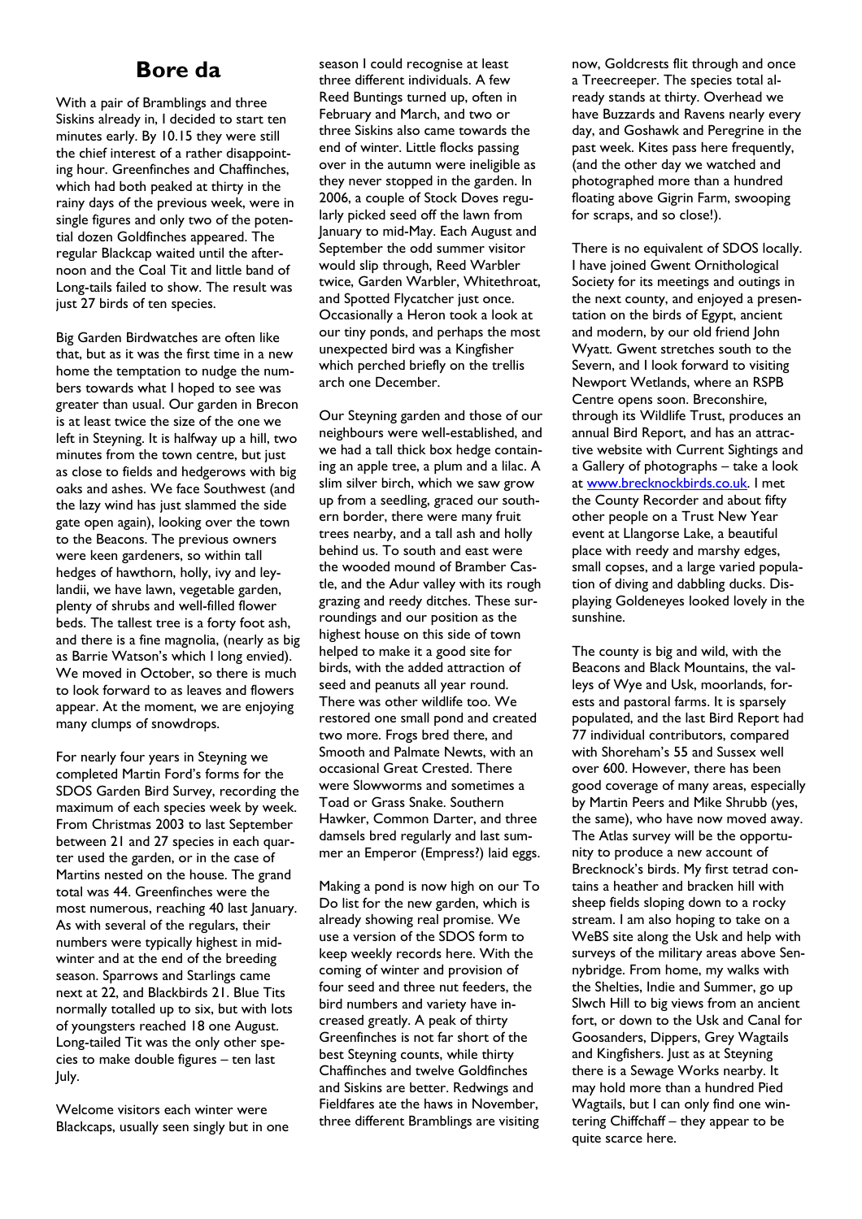# Bore da

With a pair of Bramblings and three Siskins already in, I decided to start ten minutes early. By 10.15 they were still the chief interest of a rather disappointing hour. Greenfinches and Chaffinches, which had both peaked at thirty in the rainy days of the previous week, were in single figures and only two of the potential dozen Goldfinches appeared. The regular Blackcap waited until the afternoon and the Coal Tit and little band of Long-tails failed to show. The result was just 27 birds of ten species.

Big Garden Birdwatches are often like that, but as it was the first time in a new home the temptation to nudge the numbers towards what I hoped to see was greater than usual. Our garden in Brecon is at least twice the size of the one we left in Steyning. It is halfway up a hill, two minutes from the town centre, but just as close to fields and hedgerows with big oaks and ashes. We face Southwest (and the lazy wind has just slammed the side gate open again), looking over the town to the Beacons. The previous owners were keen gardeners, so within tall hedges of hawthorn, holly, ivy and leylandii, we have lawn, vegetable garden, plenty of shrubs and well-filled flower beds. The tallest tree is a forty foot ash, and there is a fine magnolia, (nearly as big as Barrie Watson's which I long envied). We moved in October, so there is much to look forward to as leaves and flowers appear. At the moment, we are enjoying many clumps of snowdrops.

For nearly four years in Steyning we completed Martin Ford's forms for the SDOS Garden Bird Survey, recording the maximum of each species week by week. From Christmas 2003 to last September between 21 and 27 species in each quarter used the garden, or in the case of Martins nested on the house. The grand total was 44. Greenfinches were the most numerous, reaching 40 last January. As with several of the regulars, their numbers were typically highest in midwinter and at the end of the breeding season. Sparrows and Starlings came next at 22, and Blackbirds 21. Blue Tits normally totalled up to six, but with lots of youngsters reached 18 one August. Long-tailed Tit was the only other species to make double figures – ten last July.

Welcome visitors each winter were Blackcaps, usually seen singly but in one season I could recognise at least three different individuals. A few Reed Buntings turned up, often in February and March, and two or three Siskins also came towards the end of winter. Little flocks passing over in the autumn were ineligible as they never stopped in the garden. In 2006, a couple of Stock Doves regularly picked seed off the lawn from January to mid-May. Each August and September the odd summer visitor would slip through, Reed Warbler twice, Garden Warbler, Whitethroat, and Spotted Flycatcher just once. Occasionally a Heron took a look at our tiny ponds, and perhaps the most unexpected bird was a Kingfisher which perched briefly on the trellis arch one December.

Our Steyning garden and those of our neighbours were well-established, and we had a tall thick box hedge containing an apple tree, a plum and a lilac. A slim silver birch, which we saw grow up from a seedling, graced our southern border, there were many fruit trees nearby, and a tall ash and holly behind us. To south and east were the wooded mound of Bramber Castle, and the Adur valley with its rough grazing and reedy ditches. These surroundings and our position as the highest house on this side of town helped to make it a good site for birds, with the added attraction of seed and peanuts all year round. There was other wildlife too. We restored one small pond and created two more. Frogs bred there, and Smooth and Palmate Newts, with an occasional Great Crested. There were Slowworms and sometimes a Toad or Grass Snake. Southern Hawker, Common Darter, and three damsels bred regularly and last summer an Emperor (Empress?) laid eggs.

Making a pond is now high on our To Do list for the new garden, which is already showing real promise. We use a version of the SDOS form to keep weekly records here. With the coming of winter and provision of four seed and three nut feeders, the bird numbers and variety have increased greatly. A peak of thirty Greenfinches is not far short of the best Steyning counts, while thirty Chaffinches and twelve Goldfinches and Siskins are better. Redwings and Fieldfares ate the haws in November, three different Bramblings are visiting now, Goldcrests flit through and once a Treecreeper. The species total already stands at thirty. Overhead we have Buzzards and Ravens nearly every day, and Goshawk and Peregrine in the past week. Kites pass here frequently, (and the other day we watched and photographed more than a hundred floating above Gigrin Farm, swooping for scraps, and so close!).

There is no equivalent of SDOS locally. I have joined Gwent Ornithological Society for its meetings and outings in the next county, and enjoyed a presentation on the birds of Egypt, ancient and modern, by our old friend John Wyatt. Gwent stretches south to the Severn, and I look forward to visiting Newport Wetlands, where an RSPB Centre opens soon. Breconshire, through its Wildlife Trust, produces an annual Bird Report, and has an attractive website with Current Sightings and a Gallery of photographs – take a look at [www.brecknockbirds.co.uk](http://www.brecknockbirds.co.uk). I met the County Recorder and about fifty other people on a Trust New Year event at Llangorse Lake, a beautiful place with reedy and marshy edges, small copses, and a large varied population of diving and dabbling ducks. Displaying Goldeneyes looked lovely in the sunshine.

The county is big and wild, with the Beacons and Black Mountains, the valleys of Wye and Usk, moorlands, forests and pastoral farms. It is sparsely populated, and the last Bird Report had 77 individual contributors, compared with Shoreham's 55 and Sussex well over 600. However, there has been good coverage of many areas, especially by Martin Peers and Mike Shrubb (yes, the same), who have now moved away. The Atlas survey will be the opportunity to produce a new account of Brecknock's birds. My first tetrad contains a heather and bracken hill with sheep fields sloping down to a rocky stream. I am also hoping to take on a WeBS site along the Usk and help with surveys of the military areas above Sennybridge. From home, my walks with the Shelties, Indie and Summer, go up Slwch Hill to big views from an ancient fort, or down to the Usk and Canal for Goosanders, Dippers, Grey Wagtails and Kingfishers. Just as at Steyning there is a Sewage Works nearby. It may hold more than a hundred Pied Wagtails, but I can only find one wintering Chiffchaff – they appear to be quite scarce here.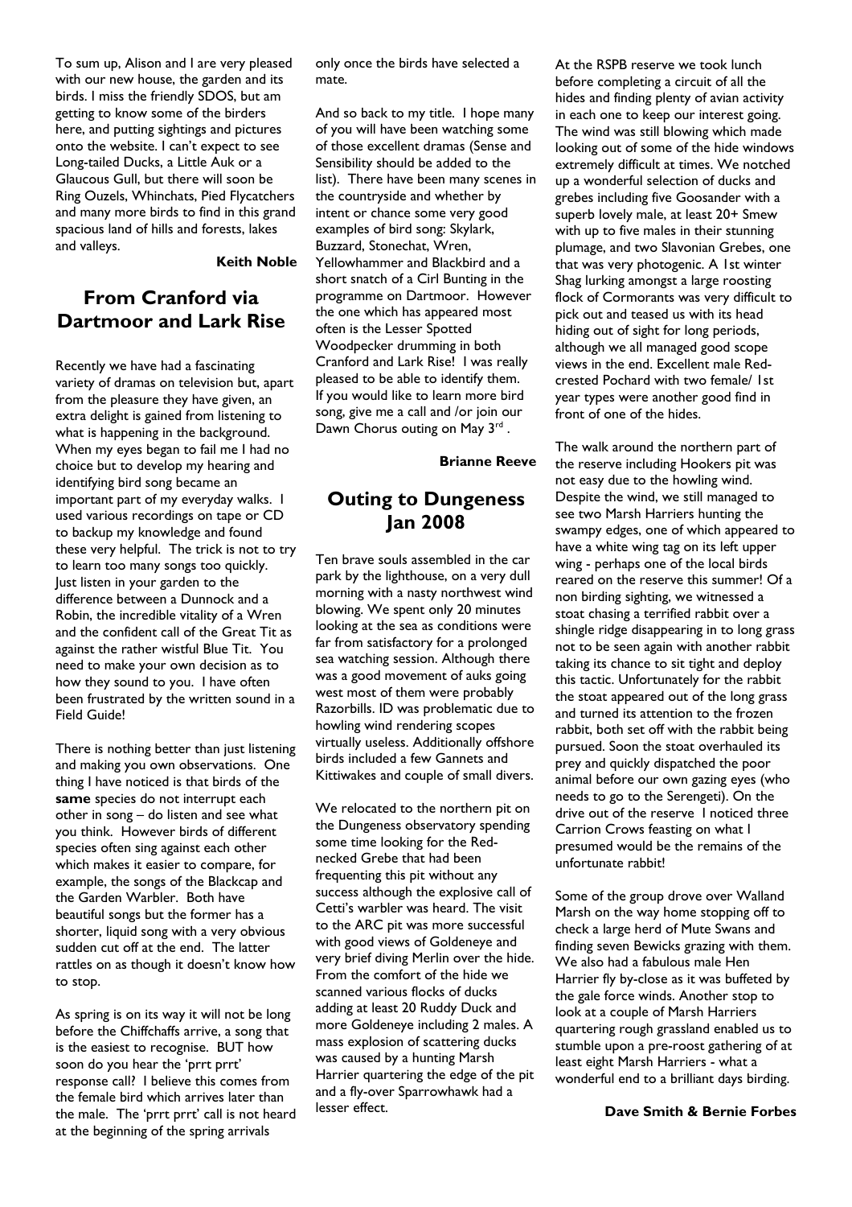To sum up, Alison and I are very pleased with our new house, the garden and its birds. I miss the friendly SDOS, but am getting to know some of the birders here, and putting sightings and pictures onto the website. I can't expect to see Long-tailed Ducks, a Little Auk or a Glaucous Gull, but there will soon be Ring Ouzels, Whinchats, Pied Flycatchers and many more birds to find in this grand spacious land of hills and forests, lakes and valleys.

**Keith Noble**

## From Cranford via Dartmoor and Lark Rise

Recently we have had a fascinating variety of dramas on television but, apart from the pleasure they have given, an extra delight is gained from listening to what is happening in the background. When my eyes began to fail me I had no choice but to develop my hearing and identifying bird song became an important part of my everyday walks. I used various recordings on tape or CD to backup my knowledge and found these very helpful. The trick is not to try to learn too many songs too quickly. Just listen in your garden to the difference between a Dunnock and a Robin, the incredible vitality of a Wren and the confident call of the Great Tit as against the rather wistful Blue Tit. You need to make your own decision as to how they sound to you. I have often been frustrated by the written sound in a Field Guide!

There is nothing better than just listening and making you own observations. One thing I have noticed is that birds of the **same** species do not interrupt each other in song – do listen and see what you think. However birds of different species often sing against each other which makes it easier to compare, for example, the songs of the Blackcap and the Garden Warbler. Both have beautiful songs but the former has a shorter, liquid song with a very obvious sudden cut off at the end. The latter rattles on as though it doesn't know how to stop.

As spring is on its way it will not be long before the Chiffchaffs arrive, a song that is the easiest to recognise. BUT how soon do you hear the 'prrt prrt' response call? I believe this comes from the female bird which arrives later than the male. The 'prrt prrt' call is not heard at the beginning of the spring arrivals only once the birds have selected a mate.

And so back to my title. I hope many of you will have been watching some of those excellent dramas (Sense and Sensibility should be added to the list). There have been many scenes in the countryside and whether by intent or chance some very good examples of bird song: Skylark, Buzzard, Stonechat, Wren, Yellowhammer and Blackbird and a short snatch of a Cirl Bunting in the programme on Dartmoor. However the one which has appeared most often is the Lesser Spotted Woodpecker drumming in both Cranford and Lark Rise! I was really pleased to be able to identify them. If you would like to learn more bird song, give me a call and /or join our Dawn Chorus outing on May 3rd .

**Brianne Reeve**

## Outing to Dungeness Jan 2008

Ten brave souls assembled in the car park by the lighthouse, on a very dull morning with a nasty northwest wind blowing. We spent only 20 minutes looking at the sea as conditions were far from satisfactory for a prolonged sea watching session. Although there was a good movement of auks going west most of them were probably Razorbills. ID was problematic due to howling wind rendering scopes virtually useless. Additionally offshore birds included a few Gannets and Kittiwakes and couple of small divers.

We relocated to the northern pit on the Dungeness observatory spending some time looking for the Red-necked Grebe that had been frequenting this pit without any success although the explosive call of Cetti's warbler was heard. The visit to the ARC pit was more successful with good views of Goldeneye and very brief diving Merlin over the hide. From the comfort of the hide we scanned various flocks of ducks adding at least 20 Ruddy Duck and more Goldeneye including 2 males. A mass explosion of scattering ducks was caused by a hunting Marsh Harrier quartering the edge of the pit and a fly-over Sparrowhawk had a lesser effect.

At the RSPB reserve we took lunch before completing a circuit of all the hides and finding plenty of avian activity in each one to keep our interest going. The wind was still blowing which made looking out of some of the hide windows extremely difficult at times. We notched up a wonderful selection of ducks and grebes including five Goosander with a superb lovely male, at least 20+ Smew with up to five males in their stunning plumage, and two Slavonian Grebes, one that was very photogenic. A 1st winter Shag lurking amongst a large roosting flock of Cormorants was very difficult to pick out and teased us with its head hiding out of sight for long periods, although we all managed good scope views in the end. Excellent male Red-crested Pochard with two female/ 1st year types were another good find in front of one of the hides.

The walk around the northern part of the reserve including Hookers pit was not easy due to the howling wind. Despite the wind, we still managed to see two Marsh Harriers hunting the swampy edges, one of which appeared to have a white wing tag on its left upper wing - perhaps one of the local birds reared on the reserve this summer! Of a non birding sighting, we witnessed a stoat chasing a terrified rabbit over a shingle ridge disappearing in to long grass not to be seen again with another rabbit taking its chance to sit tight and deploy this tactic. Unfortunately for the rabbit the stoat appeared out of the long grass and turned its attention to the frozen rabbit, both set off with the rabbit being pursued. Soon the stoat overhauled its prey and quickly dispatched the poor animal before our own gazing eyes (who needs to go to the Serengeti). On the drive out of the reserve I noticed three Carrion Crows feasting on what I presumed would be the remains of the unfortunate rabbit!

Some of the group drove over Walland Marsh on the way home stopping off to check a large herd of Mute Swans and finding seven Bewicks grazing with them. We also had a fabulous male Hen Harrier fly by-close as it was buffeted by the gale force winds. Another stop to look at a couple of Marsh Harriers quartering rough grassland enabled us to stumble upon a pre-roost gathering of at least eight Marsh Harriers - what a wonderful end to a brilliant days birding.

**Dave Smith & Bernie Forbes**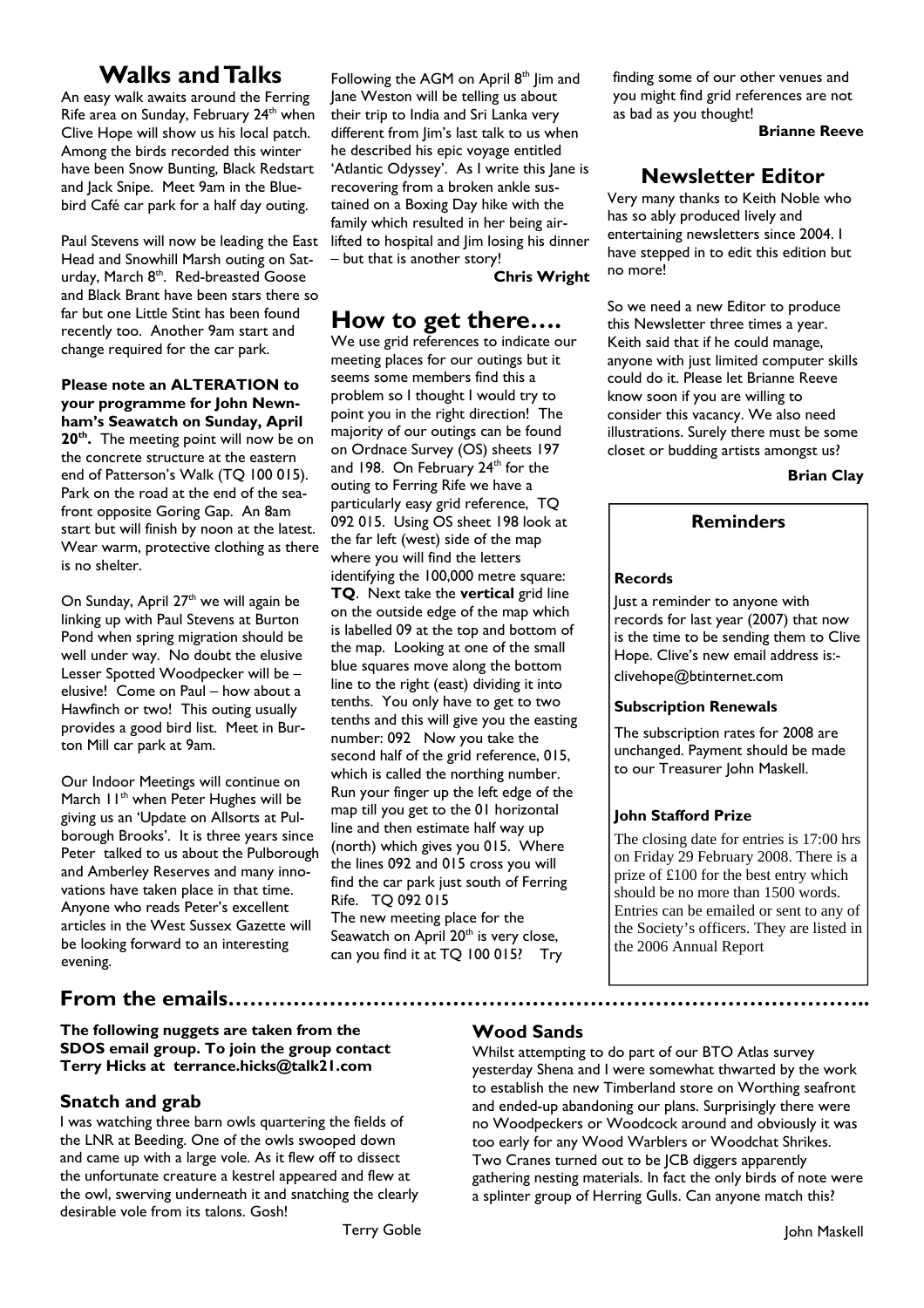## Walks and Talks

An easy walk awaits around the Ferring Rife area on Sunday, February 24th when Clive Hope will show us his local patch. Among the birds recorded this winter have been Snow Bunting, Black Redstart and Jack Snipe. Meet 9am in the Bluebird Café car park for a half day outing.

Paul Stevens will now be leading the East Head and Snowhill Marsh outing on Saturday, March 8th. Red-breasted Goose and Black Brant have been stars there so far but one Little Stint has been found recently too. Another 9am start and change required for the car park.

**Please note an ALTERATION to your programme for John Newnham's Seawatch on Sunday, April 20th.** The meeting point will now be on the concrete structure at the eastern end of Patterson's Walk (TQ 100 015). Park on the road at the end of the seafront opposite Goring Gap. An 8am start but will finish by noon at the latest. Wear warm, protective clothing as there is no shelter.

On Sunday, April 27th we will again be linking up with Paul Stevens at Burton Pond when spring migration should be well under way. No doubt the elusive Lesser Spotted Woodpecker will be – elusive! Come on Paul – how about a Hawfinch or two! This outing usually provides a good bird list. Meet in Burton Mill car park at 9am.

Our Indoor Meetings will continue on March 11th when Peter Hughes will be giving us an 'Update on Allsorts at Pulborough Brooks'. It is three years since Peter talked to us about the Pulborough and Amberley Reserves and many innovations have taken place in that time. Anyone who reads Peter's excellent articles in the West Sussex Gazette will be looking forward to an interesting evening.

Following the AGM on April 8th Jim and Jane Weston will be telling us about their trip to India and Sri Lanka very different from Jim's last talk to us when he described his epic voyage entitled 'Atlantic Odyssey'. As I write this Jane is recovering from a broken ankle sustained on a Boxing Day hike with the family which resulted in her being airlifted to hospital and Jim losing his dinner – but that is another story!

**Chris Wright**

## How to get there….

We use grid references to indicate our meeting places for our outings but it seems some members find this a problem so I thought I would try to point you in the right direction! The majority of our outings can be found on Ordnace Survey (OS) sheets 197 and 198. On February 24th for the outing to Ferring Rife we have a particularly easy grid reference, TQ 092 015. Using OS sheet 198 look at the far left (west) side of the map where you will find the letters identifying the 100,000 metre square: **TQ**. Next take the **vertical** grid line on the outside edge of the map which is labelled 09 at the top and bottom of the map. Looking at one of the small blue squares move along the bottom line to the right (east) dividing it into tenths. You only have to get to two tenths and this will give you the easting number: 092 Now you take the second half of the grid reference, 015, which is called the northing number. Run your finger up the left edge of the map till you get to the 01 horizontal line and then estimate half way up (north) which gives you 015. Where the lines 092 and 015 cross you will find the car park just south of Ferring Rife. TQ 092 015

The new meeting place for the Seawatch on April 20th is very close, can you find it at TQ 100 015? Try finding some of our other venues and you might find grid references are not as bad as you thought!

**Brianne Reeve**

## Newsletter Editor

Very many thanks to Keith Noble who has so ably produced lively and entertaining newsletters since 2004. I have stepped in to edit this edition but no more!

So we need a new Editor to produce this Newsletter three times a year. Keith said that if he could manage, anyone with just limited computer skills could do it. Please let Brianne Reeve know soon if you are willing to consider this vacancy. We also need illustrations. Surely there must be some closet or budding artists amongst us?

**Brian Clay**

### Reminders

**Records**

Just a reminder to anyone with records for last year (2007) that now is the time to be sending them to Clive Hope. Clive's new email address is:- clivehope@btinternet.com

**Subscription Renewals**

The subscription rates for 2008 are unchanged. Payment should be made to our Treasurer John Maskell.

**John Stafford Prize**

The closing date for entries is 17:00 hrs on Friday 29 February 2008. There is a prize of £100 for the best entry which should be no more than 1500 words. Entries can be emailed or sent to any of the Society's officers. They are listed in the 2006 Annual Report

## From the emails……………………………………………………………………………..

**The following nuggets are taken from the SDOS email group. To join the group contact Terry Hicks at terrance.hicks@talk21.com**

### Snatch and grab

I was watching three barn owls quartering the fields of the LNR at Beeding. One of the owls swooped down and came up with a large vole. As it flew off to dissect the unfortunate creature a kestrel appeared and flew at the owl, swerving underneath it and snatching the clearly desirable vole from its talons. Gosh!

Terry Goble

### Wood Sands

Whilst attempting to do part of our BTO Atlas survey yesterday Shena and I were somewhat thwarted by the work to establish the new Timberland store on Worthing seafront and ended-up abandoning our plans. Surprisingly there were no Woodpeckers or Woodcock around and obviously it was too early for any Wood Warblers or Woodchat Shrikes. Two Cranes turned out to be JCB diggers apparently gathering nesting materials. In fact the only birds of note were a splinter group of Herring Gulls. Can anyone match this?

John Maskell